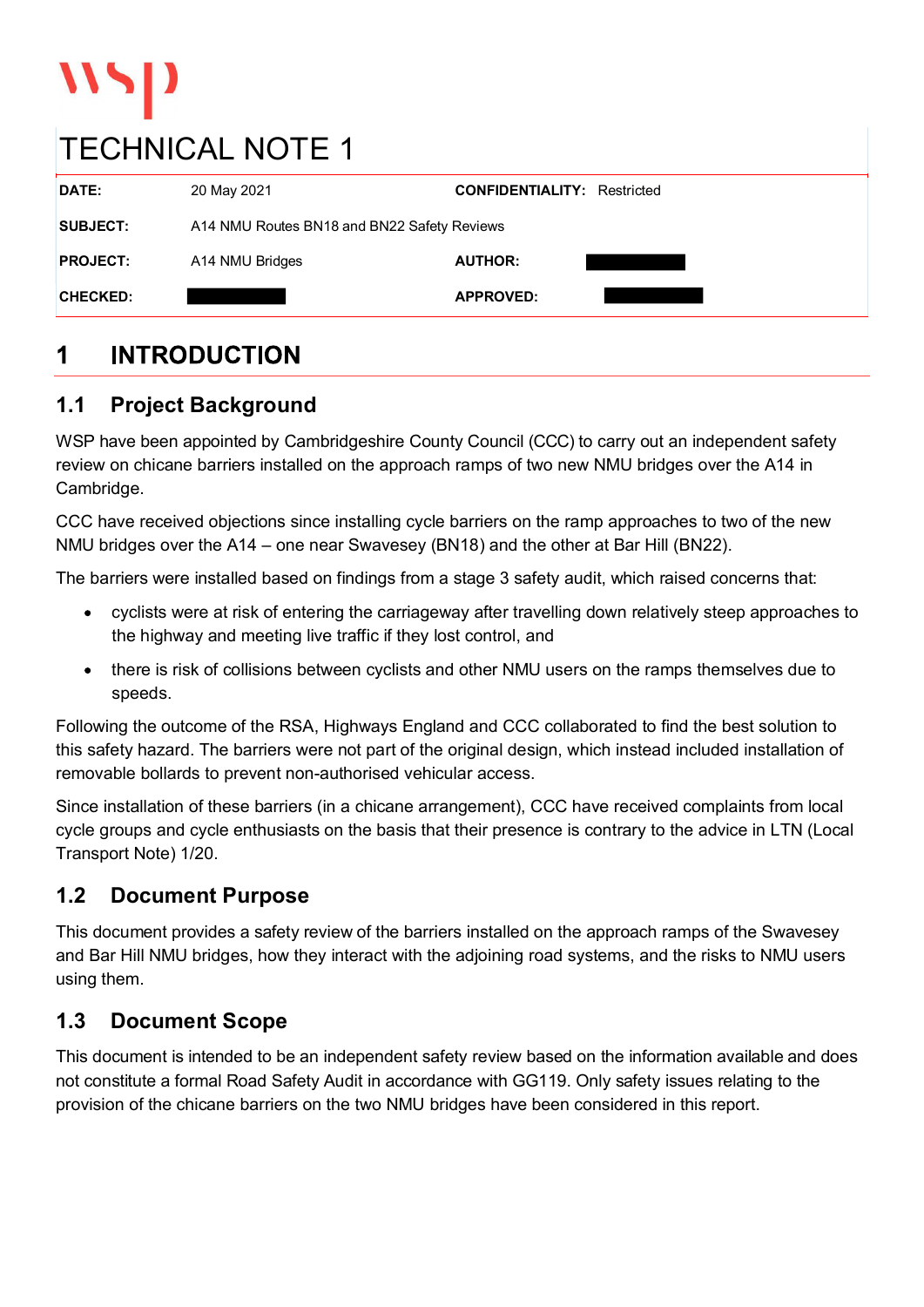# TECHNICAL NOTE 1

| | | | |
|---|---|---|---|
| **DATE:** | 20 May 2021 | **CONFIDENTIALITY:** | Restricted |
| **SUBJECT:** | A14 NMU Routes BN18 and BN22 Safety Reviews | | |
| **PROJECT:** | A14 NMU Bridges | **AUTHOR:** | |
| **CHECKED:** | | **APPROVED:** | |

# 1 INTRODUCTION

## 1.1 Project Background

WSP have been appointed by Cambridgeshire County Council (CCC) to carry out an independent safety review on chicane barriers installed on the approach ramps of two new NMU bridges over the A14 in Cambridge.

CCC have received objections since installing cycle barriers on the ramp approaches to two of the new NMU bridges over the A14 – one near Swavesey (BN18) and the other at Bar Hill (BN22).

The barriers were installed based on findings from a stage 3 safety audit, which raised concerns that:

- cyclists were at risk of entering the carriageway after travelling down relatively steep approaches to the highway and meeting live traffic if they lost control, and
- there is risk of collisions between cyclists and other NMU users on the ramps themselves due to speeds.

Following the outcome of the RSA, Highways England and CCC collaborated to find the best solution to this safety hazard. The barriers were not part of the original design, which instead included installation of removable bollards to prevent non-authorised vehicular access.

Since installation of these barriers (in a chicane arrangement), CCC have received complaints from local cycle groups and cycle enthusiasts on the basis that their presence is contrary to the advice in LTN (Local Transport Note) 1/20.

## 1.2 Document Purpose

This document provides a safety review of the barriers installed on the approach ramps of the Swavesey and Bar Hill NMU bridges, how they interact with the adjoining road systems, and the risks to NMU users using them.

## 1.3 Document Scope

This document is intended to be an independent safety review based on the information available and does not constitute a formal Road Safety Audit in accordance with GG119. Only safety issues relating to the provision of the chicane barriers on the two NMU bridges have been considered in this report.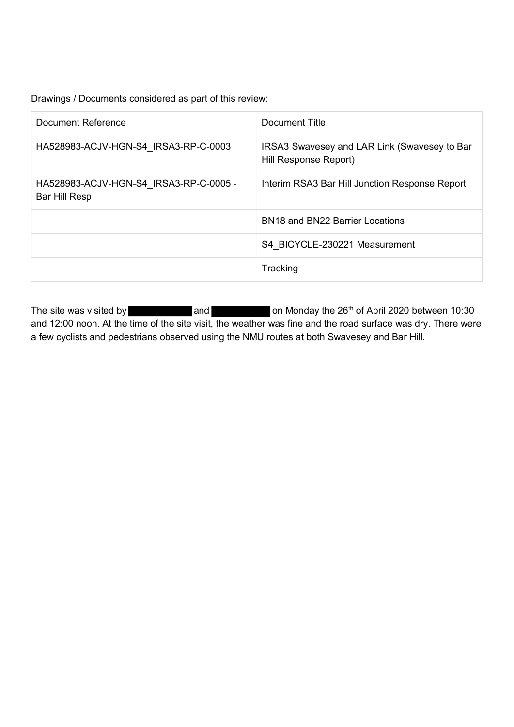Drawings / Documents considered as part of this review:

| Document Reference | Document Title |
|---|---|
| HA528983-ACJV-HGN-S4_IRSA3-RP-C-0003 | IRSA3 Swavesey and LAR Link (Swavesey to Bar Hill Response Report) |
| HA528983-ACJV-HGN-S4_IRSA3-RP-C-0005 - Bar Hill Resp | Interim RSA3 Bar Hill Junction Response Report |
| | BN18 and BN22 Barrier Locations |
| | S4_BICYCLE-230221 Measurement |
| | Tracking |

The site was visited by ██████████ and ██████████ on Monday the 26th of April 2020 between 10:30 and 12:00 noon. At the time of the site visit, the weather was fine and the road surface was dry. There were a few cyclists and pedestrians observed using the NMU routes at both Swavesey and Bar Hill.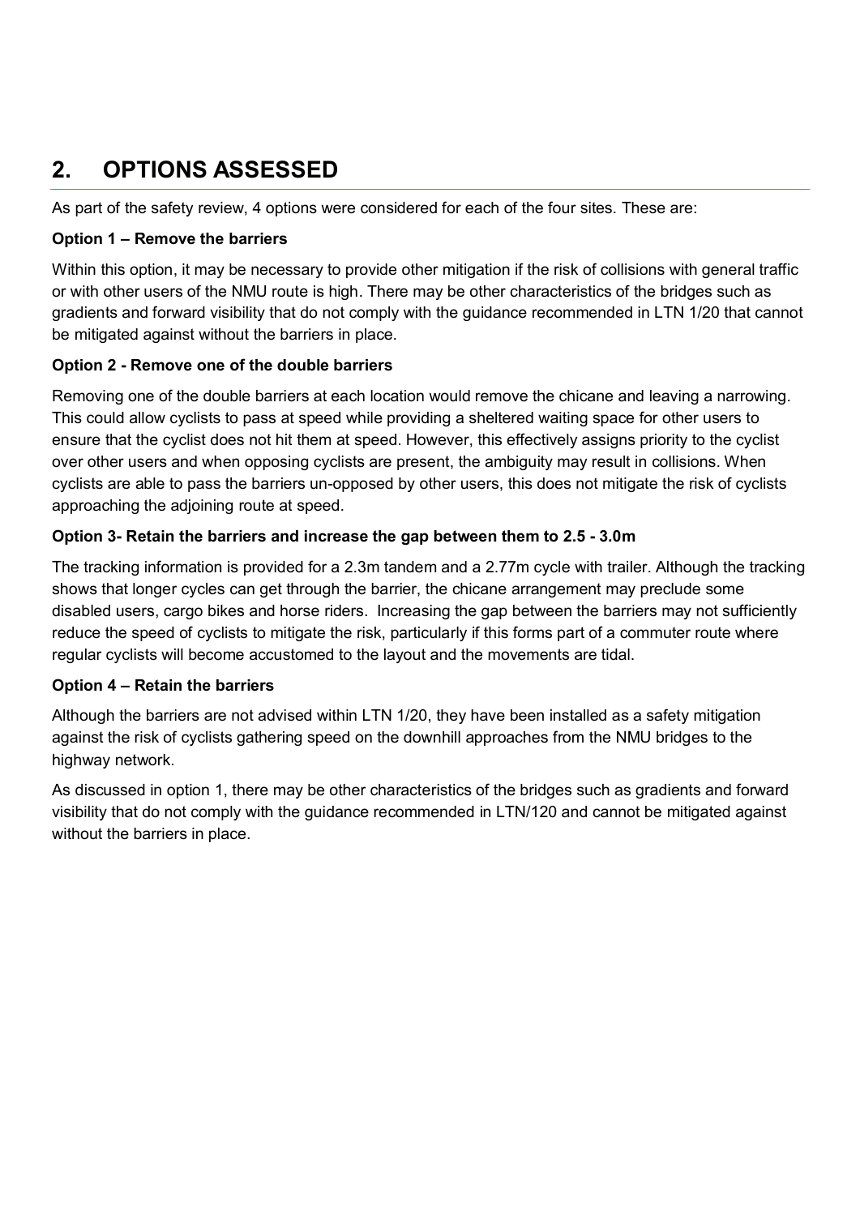## 2. OPTIONS ASSESSED

As part of the safety review, 4 options were considered for each of the four sites. These are:

**Option 1 – Remove the barriers**

Within this option, it may be necessary to provide other mitigation if the risk of collisions with general traffic or with other users of the NMU route is high. There may be other characteristics of the bridges such as gradients and forward visibility that do not comply with the guidance recommended in LTN 1/20 that cannot be mitigated against without the barriers in place.

**Option 2 - Remove one of the double barriers**

Removing one of the double barriers at each location would remove the chicane and leaving a narrowing. This could allow cyclists to pass at speed while providing a sheltered waiting space for other users to ensure that the cyclist does not hit them at speed. However, this effectively assigns priority to the cyclist over other users and when opposing cyclists are present, the ambiguity may result in collisions. When cyclists are able to pass the barriers un-opposed by other users, this does not mitigate the risk of cyclists approaching the adjoining route at speed.

**Option 3- Retain the barriers and increase the gap between them to 2.5 - 3.0m**

The tracking information is provided for a 2.3m tandem and a 2.77m cycle with trailer. Although the tracking shows that longer cycles can get through the barrier, the chicane arrangement may preclude some disabled users, cargo bikes and horse riders. Increasing the gap between the barriers may not sufficiently reduce the speed of cyclists to mitigate the risk, particularly if this forms part of a commuter route where regular cyclists will become accustomed to the layout and the movements are tidal.

**Option 4 – Retain the barriers**

Although the barriers are not advised within LTN 1/20, they have been installed as a safety mitigation against the risk of cyclists gathering speed on the downhill approaches from the NMU bridges to the highway network.

As discussed in option 1, there may be other characteristics of the bridges such as gradients and forward visibility that do not comply with the guidance recommended in LTN/120 and cannot be mitigated against without the barriers in place.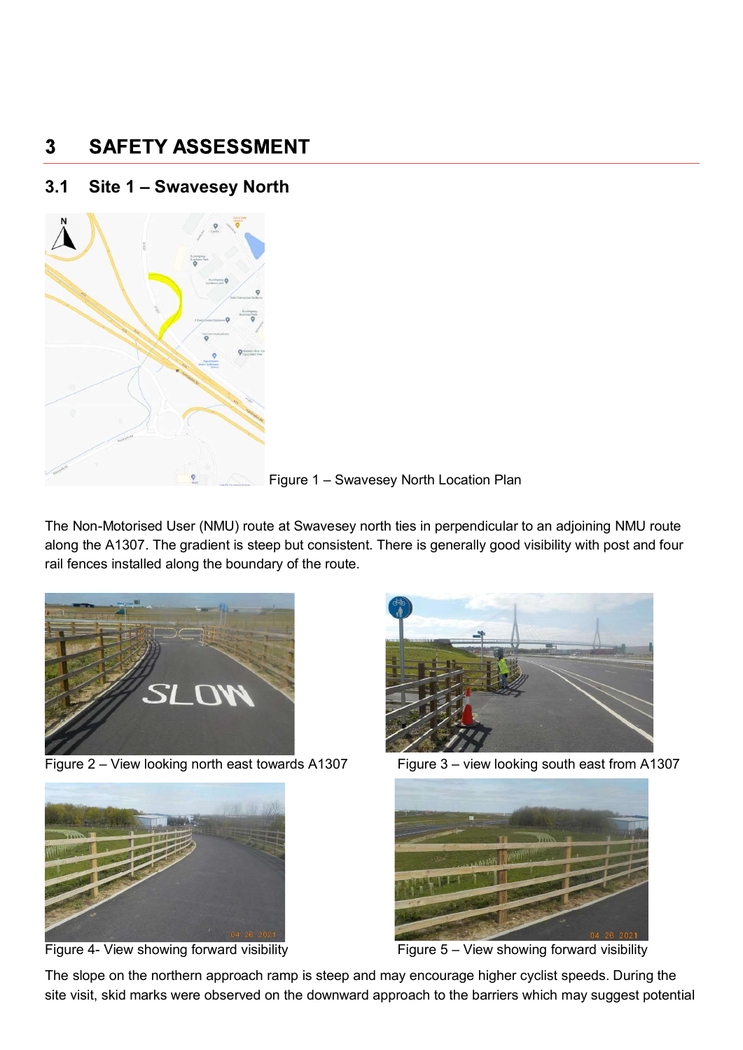# 3 SAFETY ASSESSMENT

## 3.1 Site 1 – Swavesey North

Figure 1 – Swavesey North Location Plan

The Non-Motorised User (NMU) route at Swavesey north ties in perpendicular to an adjoining NMU route along the A1307. The gradient is steep but consistent. There is generally good visibility with post and four rail fences installed along the boundary of the route.

Figure 2 – View looking north east towards A1307

Figure 3 – view looking south east from A1307

Figure 4- View showing forward visibility

Figure 5 – View showing forward visibility

The slope on the northern approach ramp is steep and may encourage higher cyclist speeds. During the site visit, skid marks were observed on the downward approach to the barriers which may suggest potential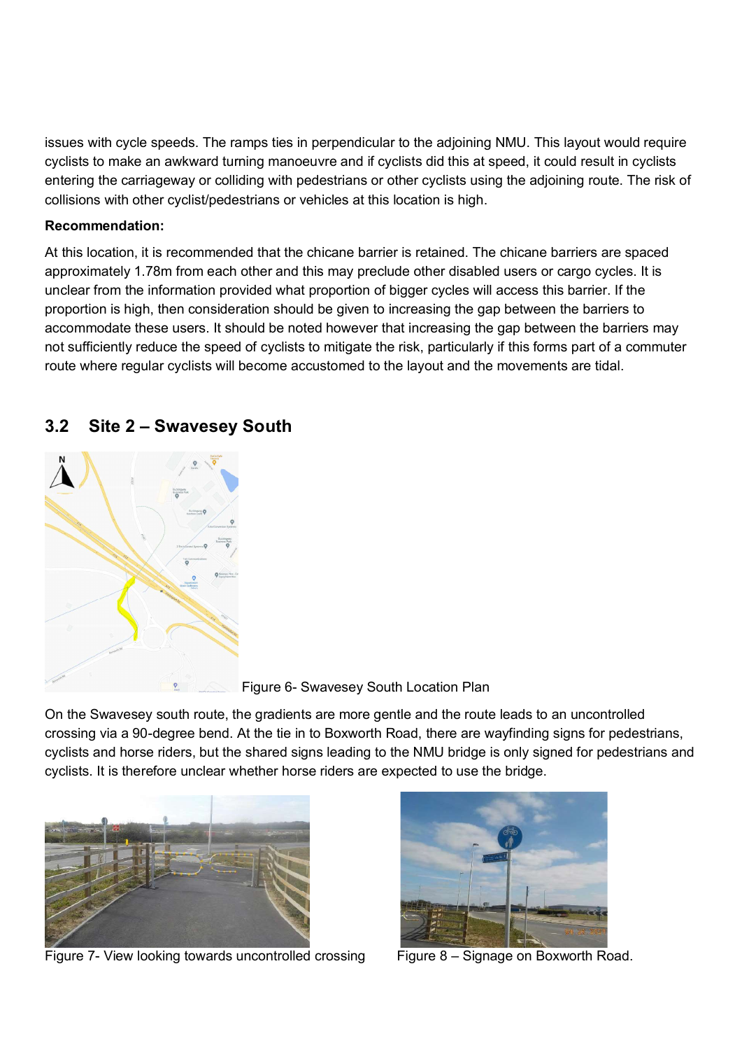issues with cycle speeds. The ramps ties in perpendicular to the adjoining NMU. This layout would require cyclists to make an awkward turning manoeuvre and if cyclists did this at speed, it could result in cyclists entering the carriageway or colliding with pedestrians or other cyclists using the adjoining route. The risk of collisions with other cyclist/pedestrians or vehicles at this location is high.

**Recommendation:**

At this location, it is recommended that the chicane barrier is retained. The chicane barriers are spaced approximately 1.78m from each other and this may preclude other disabled users or cargo cycles. It is unclear from the information provided what proportion of bigger cycles will access this barrier. If the proportion is high, then consideration should be given to increasing the gap between the barriers to accommodate these users. It should be noted however that increasing the gap between the barriers may not sufficiently reduce the speed of cyclists to mitigate the risk, particularly if this forms part of a commuter route where regular cyclists will become accustomed to the layout and the movements are tidal.

## 3.2 Site 2 – Swavesey South

Figure 6- Swavesey South Location Plan

On the Swavesey south route, the gradients are more gentle and the route leads to an uncontrolled crossing via a 90-degree bend. At the tie in to Boxworth Road, there are wayfinding signs for pedestrians, cyclists and horse riders, but the shared signs leading to the NMU bridge is only signed for pedestrians and cyclists. It is therefore unclear whether horse riders are expected to use the bridge.

Figure 7- View looking towards uncontrolled crossing

Figure 8 – Signage on Boxworth Road.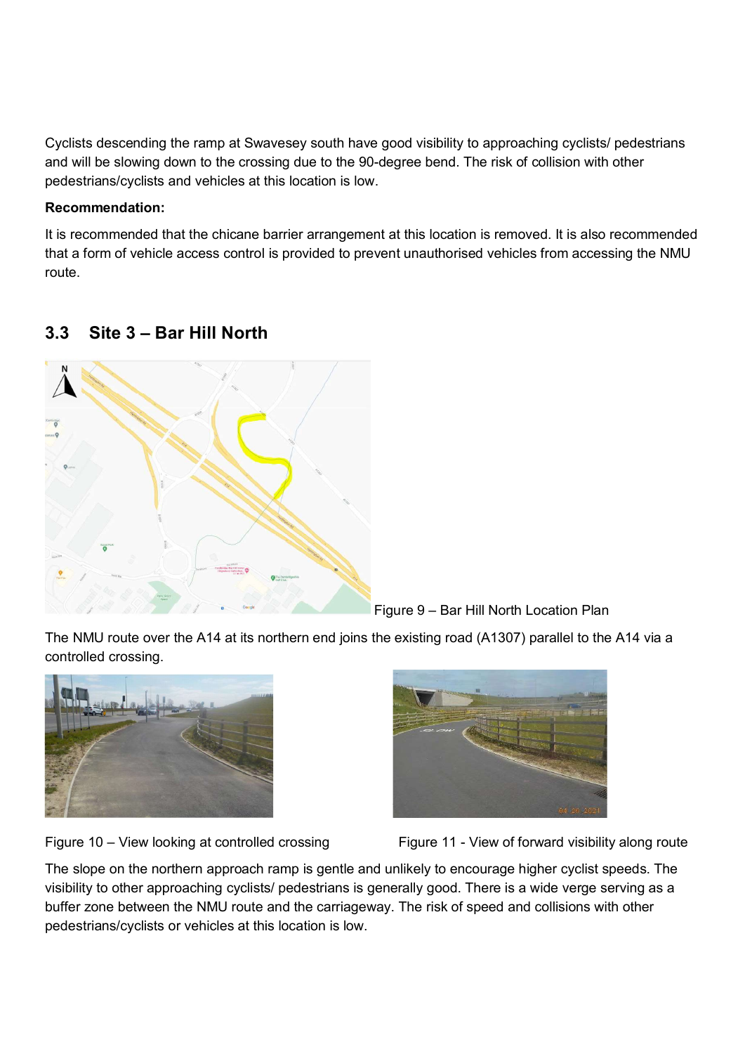Cyclists descending the ramp at Swavesey south have good visibility to approaching cyclists/ pedestrians and will be slowing down to the crossing due to the 90-degree bend. The risk of collision with other pedestrians/cyclists and vehicles at this location is low.

**Recommendation:**

It is recommended that the chicane barrier arrangement at this location is removed. It is also recommended that a form of vehicle access control is provided to prevent unauthorised vehicles from accessing the NMU route.

## 3.3 Site 3 – Bar Hill North

Figure 9 – Bar Hill North Location Plan

The NMU route over the A14 at its northern end joins the existing road (A1307) parallel to the A14 via a controlled crossing.

Figure 10 – View looking at controlled crossing

Figure 11 - View of forward visibility along route

The slope on the northern approach ramp is gentle and unlikely to encourage higher cyclist speeds. The visibility to other approaching cyclists/ pedestrians is generally good. There is a wide verge serving as a buffer zone between the NMU route and the carriageway. The risk of speed and collisions with other pedestrians/cyclists or vehicles at this location is low.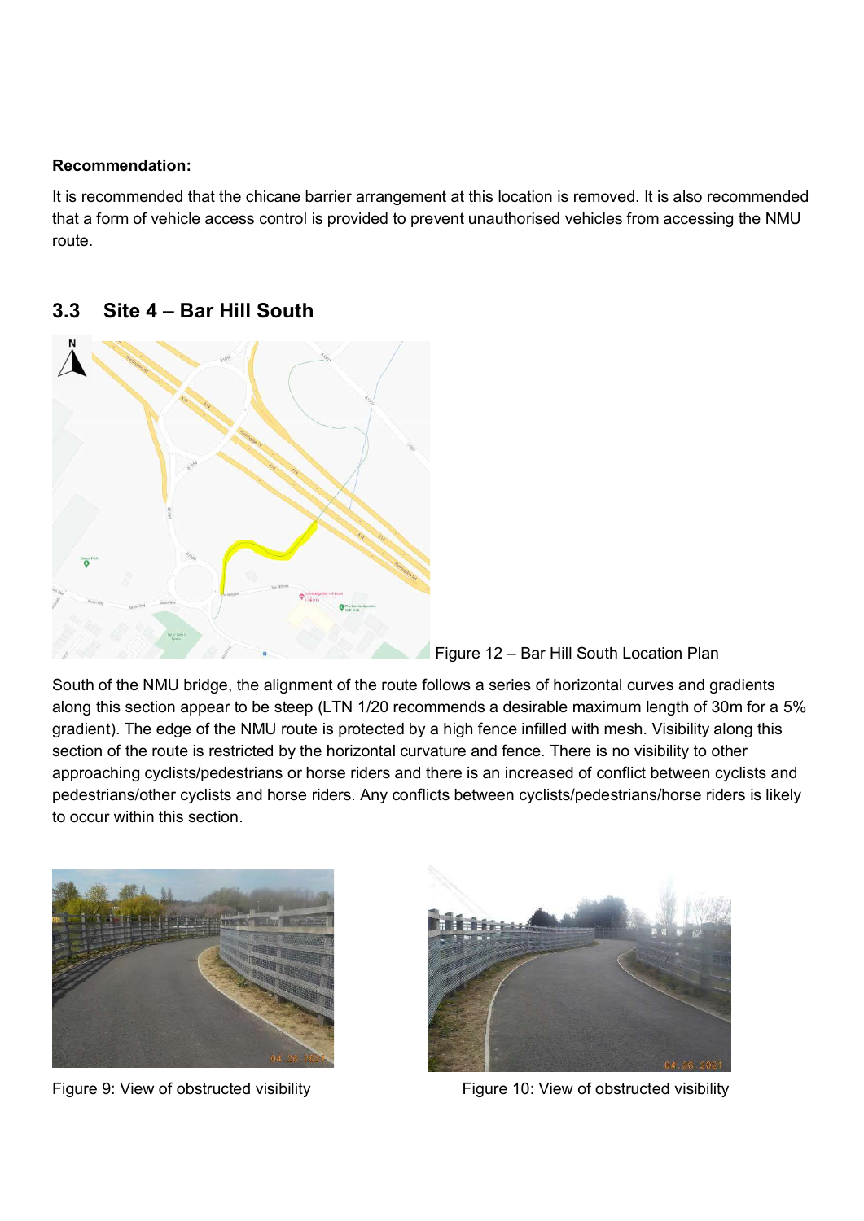**Recommendation:**

It is recommended that the chicane barrier arrangement at this location is removed. It is also recommended that a form of vehicle access control is provided to prevent unauthorised vehicles from accessing the NMU route.

## 3.3 Site 4 – Bar Hill South

Figure 12 – Bar Hill South Location Plan

South of the NMU bridge, the alignment of the route follows a series of horizontal curves and gradients along this section appear to be steep (LTN 1/20 recommends a desirable maximum length of 30m for a 5% gradient). The edge of the NMU route is protected by a high fence infilled with mesh. Visibility along this section of the route is restricted by the horizontal curvature and fence. There is no visibility to other approaching cyclists/pedestrians or horse riders and there is an increased of conflict between cyclists and pedestrians/other cyclists and horse riders. Any conflicts between cyclists/pedestrians/horse riders is likely to occur within this section.

Figure 9: View of obstructed visibility

Figure 10: View of obstructed visibility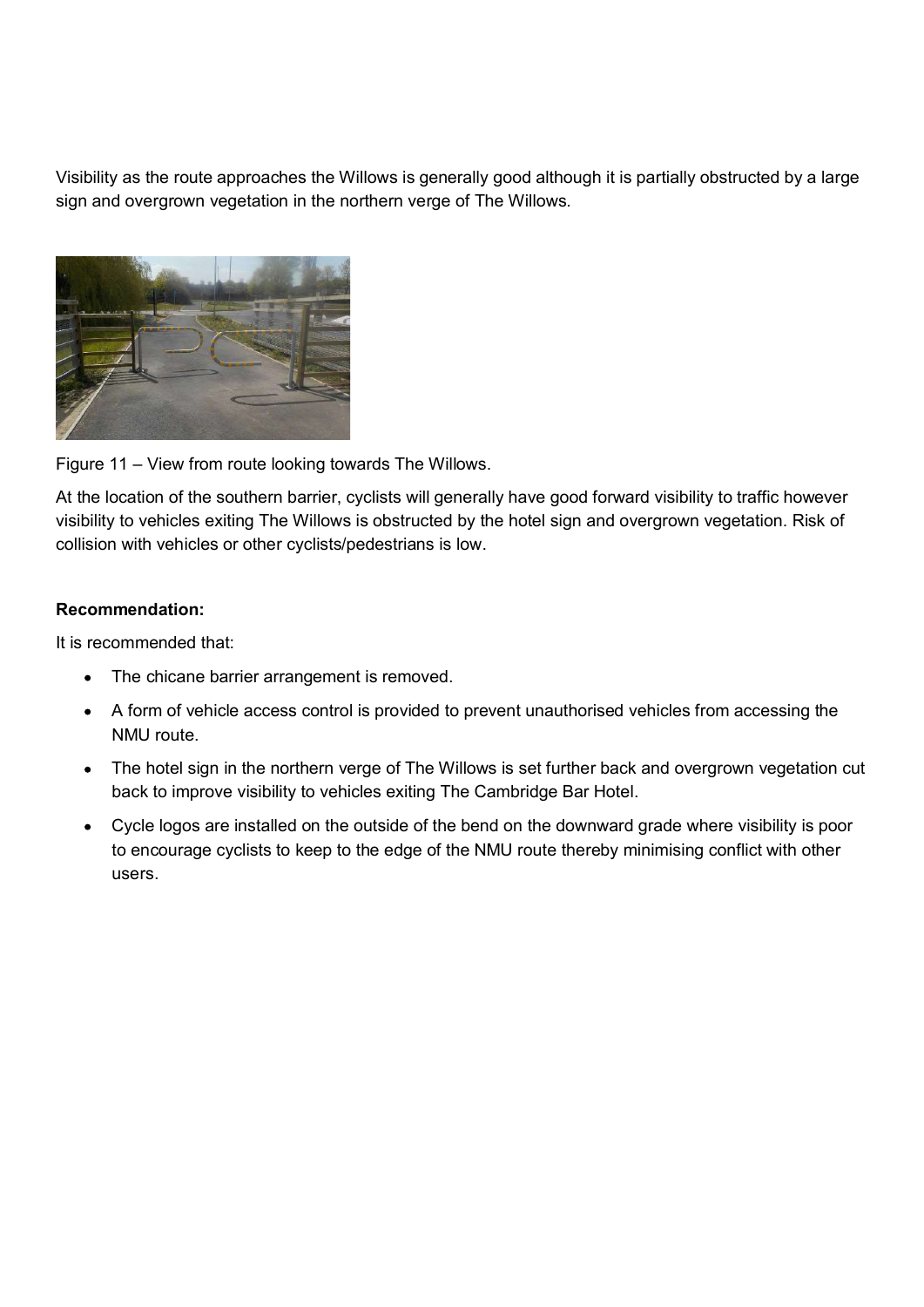Visibility as the route approaches the Willows is generally good although it is partially obstructed by a large sign and overgrown vegetation in the northern verge of The Willows.

Figure 11 – View from route looking towards The Willows.

At the location of the southern barrier, cyclists will generally have good forward visibility to traffic however visibility to vehicles exiting The Willows is obstructed by the hotel sign and overgrown vegetation. Risk of collision with vehicles or other cyclists/pedestrians is low.

**Recommendation:**

It is recommended that:

- The chicane barrier arrangement is removed.
- A form of vehicle access control is provided to prevent unauthorised vehicles from accessing the NMU route.
- The hotel sign in the northern verge of The Willows is set further back and overgrown vegetation cut back to improve visibility to vehicles exiting The Cambridge Bar Hotel.
- Cycle logos are installed on the outside of the bend on the downward grade where visibility is poor to encourage cyclists to keep to the edge of the NMU route thereby minimising conflict with other users.